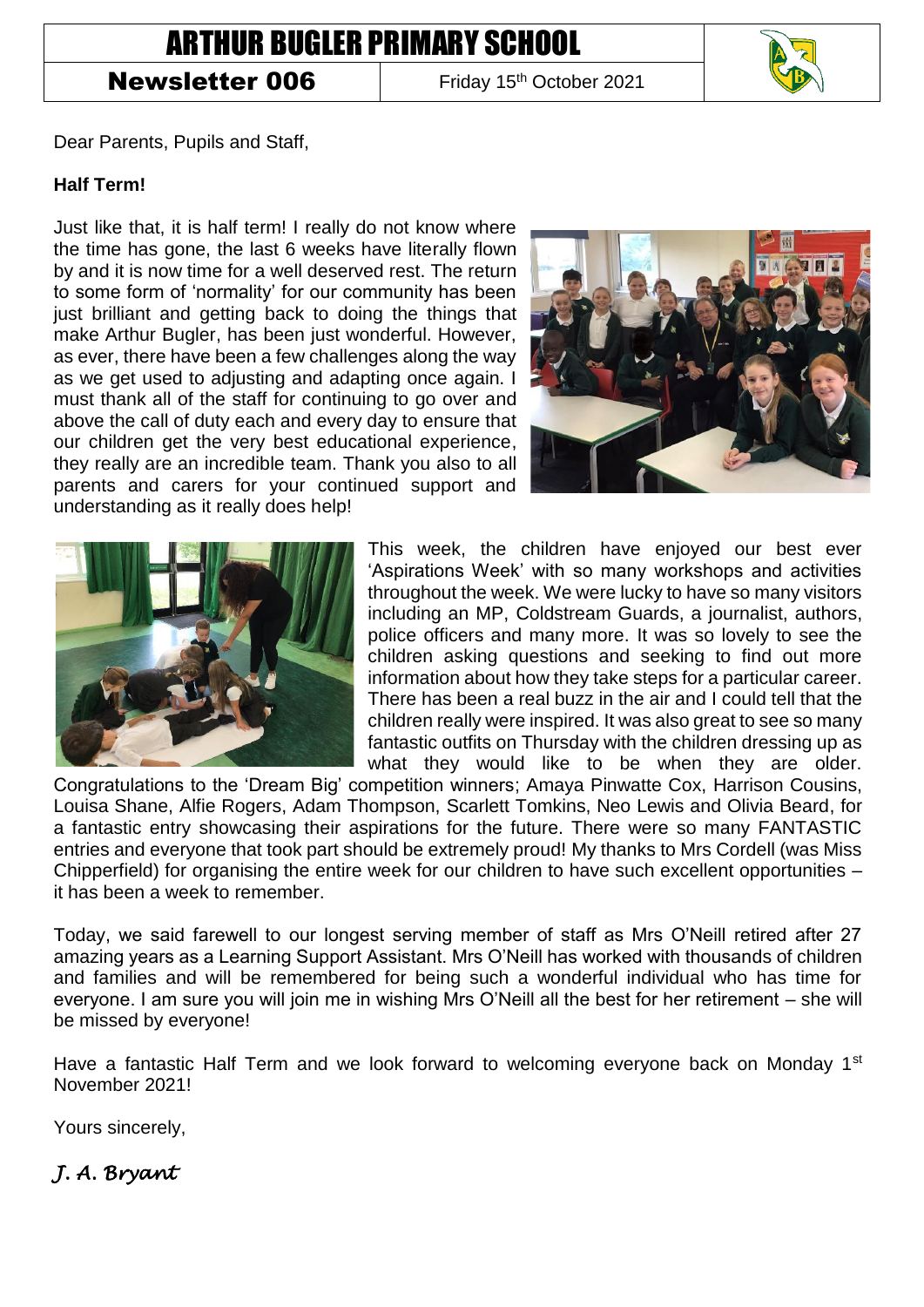# ARTHUR BUGLER PRIMARY SCHOOL

**Newsletter 006** | Friday 15th October 2021

Dear Parents, Pupils and Staff,

**Half Term!**

Just like that, it is half term! I really do not know where the time has gone, the last 6 weeks have literally flown by and it is now time for a well deserved rest. The return to some form of 'normality' for our community has been just brilliant and getting back to doing the things that make Arthur Bugler, has been just wonderful. However, as ever, there have been a few challenges along the way as we get used to adjusting and adapting once again. I must thank all of the staff for continuing to go over and above the call of duty each and every day to ensure that our children get the very best educational experience, they really are an incredible team. Thank you also to all parents and carers for your continued support and understanding as it really does help!

This week, the children have enjoyed our best ever 'Aspirations Week' with so many workshops and activities throughout the week. We were lucky to have so many visitors including an MP, Coldstream Guards, a journalist, authors, police officers and many more. It was so lovely to see the children asking questions and seeking to find out more information about how they take steps for a particular career. There has been a real buzz in the air and I could tell that the children really were inspired. It was also great to see so many fantastic outfits on Thursday with the children dressing up as what they would like to be when they are older. Congratulations to the 'Dream Big' competition winners; Amaya Pinwatte Cox, Harrison Cousins, Louisa Shane, Alfie Rogers, Adam Thompson, Scarlett Tomkins, Neo Lewis and Olivia Beard, for a fantastic entry showcasing their aspirations for the future. There were so many FANTASTIC entries and everyone that took part should be extremely proud! My thanks to Mrs Cordell (was Miss Chipperfield) for organising the entire week for our children to have such excellent opportunities – it has been a week to remember.

Today, we said farewell to our longest serving member of staff as Mrs O'Neill retired after 27 amazing years as a Learning Support Assistant. Mrs O'Neill has worked with thousands of children and families and will be remembered for being such a wonderful individual who has time for everyone. I am sure you will join me in wishing Mrs O'Neill all the best for her retirement – she will be missed by everyone!

Have a fantastic Half Term and we look forward to welcoming everyone back on Monday 1st November 2021!

Yours sincerely,

*J. A. Bryant*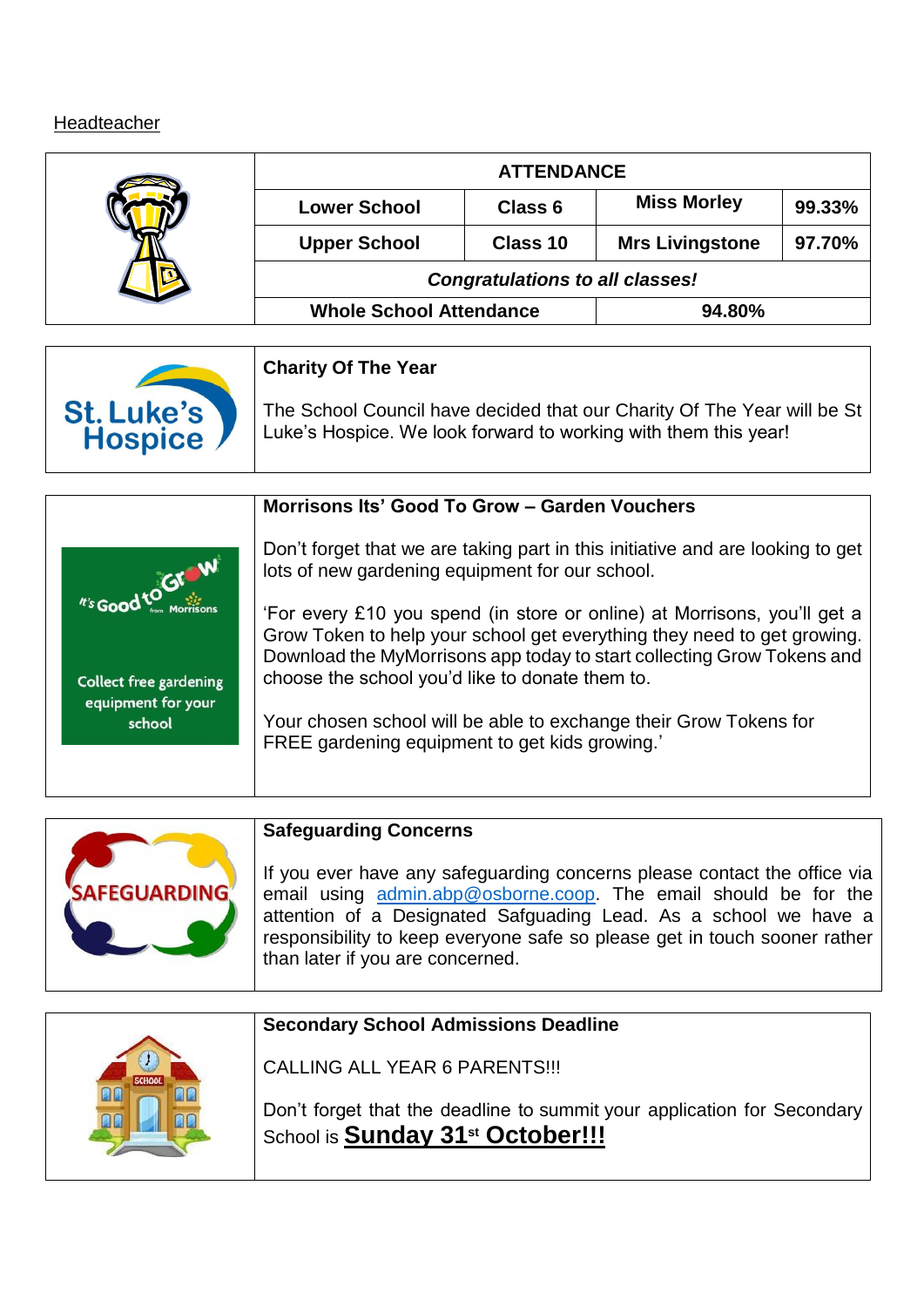Headteacher

| ATTENDANCE | | | |
|---|---|---|---|
| Lower School | Class 6 | Miss Morley | 99.33% |
| Upper School | Class 10 | Mrs Livingstone | 97.70% |
| *Congratulations to all classes!* | | | |
| Whole School Attendance | | 94.80% | |

**Charity Of The Year**

The School Council have decided that our Charity Of The Year will be St Luke's Hospice. We look forward to working with them this year!

**Morrisons Its' Good To Grow – Garden Vouchers**

Don't forget that we are taking part in this initiative and are looking to get lots of new gardening equipment for our school.

'For every £10 you spend (in store or online) at Morrisons, you'll get a Grow Token to help your school get everything they need to get growing. Download the MyMorrisons app today to start collecting Grow Tokens and choose the school you'd like to donate them to.

Your chosen school will be able to exchange their Grow Tokens for FREE gardening equipment to get kids growing.'

**Safeguarding Concerns**

If you ever have any safeguarding concerns please contact the office via email using admin.abp@osborne.coop. The email should be for the attention of a Designated Safguading Lead. As a school we have a responsibility to keep everyone safe so please get in touch sooner rather than later if you are concerned.

**Secondary School Admissions Deadline**

CALLING ALL YEAR 6 PARENTS!!!

Don't forget that the deadline to summit your application for Secondary School is **Sunday 31st October!!!**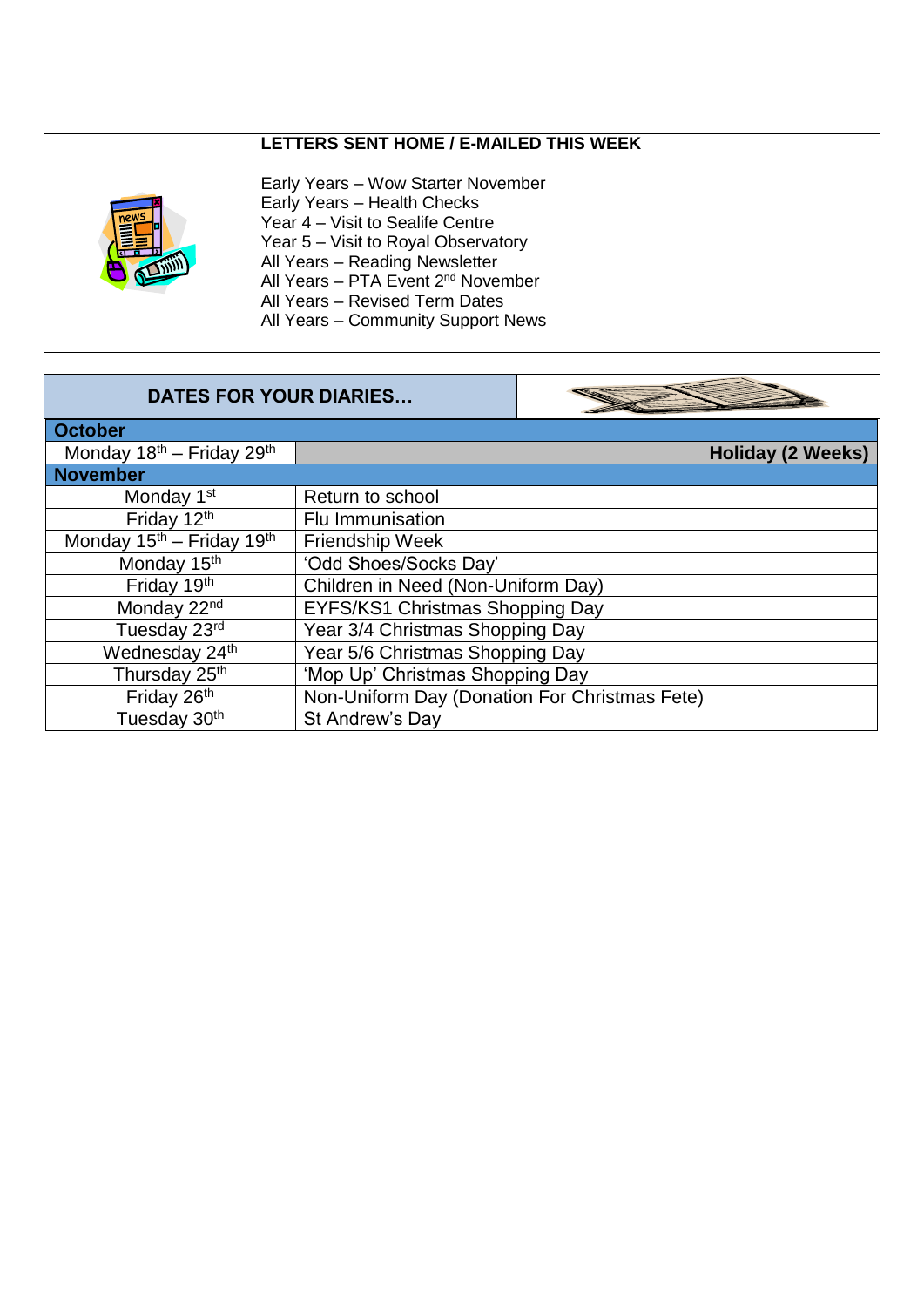## LETTERS SENT HOME / E-MAILED THIS WEEK

Early Years – Wow Starter November
Early Years – Health Checks
Year 4 – Visit to Sealife Centre
Year 5 – Visit to Royal Observatory
All Years – Reading Newsletter
All Years – PTA Event 2nd November
All Years – Revised Term Dates
All Years – Community Support News

## DATES FOR YOUR DIARIES…

| | |
|---|---|
| **October** | |
| Monday 18th – Friday 29th | **Holiday (2 Weeks)** |
| **November** | |
| Monday 1st | Return to school |
| Friday 12th | Flu Immunisation |
| Monday 15th – Friday 19th | Friendship Week |
| Monday 15th | 'Odd Shoes/Socks Day' |
| Friday 19th | Children in Need (Non-Uniform Day) |
| Monday 22nd | EYFS/KS1 Christmas Shopping Day |
| Tuesday 23rd | Year 3/4 Christmas Shopping Day |
| Wednesday 24th | Year 5/6 Christmas Shopping Day |
| Thursday 25th | 'Mop Up' Christmas Shopping Day |
| Friday 26th | Non-Uniform Day (Donation For Christmas Fete) |
| Tuesday 30th | St Andrew's Day |